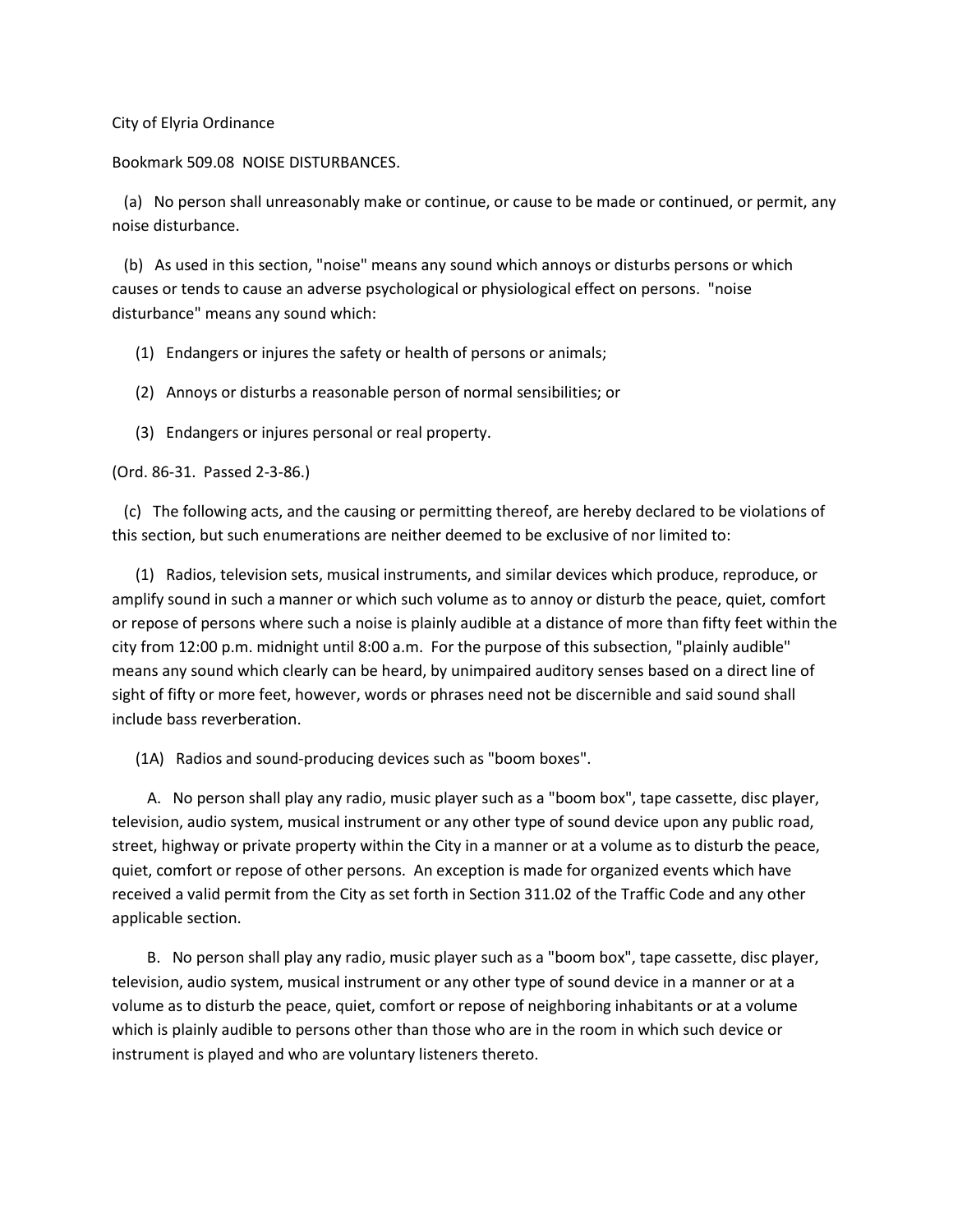City of Elyria Ordinance

Bookmark 509.08 NOISE DISTURBANCES.

(a) No person shall unreasonably make or continue, or cause to be made or continued, or permit, any noise disturbance.

(b) As used in this section, "noise" means any sound which annoys or disturbs persons or which causes or tends to cause an adverse psychological or physiological effect on persons. "noise disturbance" means any sound which:

(1) Endangers or injures the safety or health of persons or animals;

(2) Annoys or disturbs a reasonable person of normal sensibilities; or

(3) Endangers or injures personal or real property.

(Ord. 86-31. Passed 2-3-86.)

(c) The following acts, and the causing or permitting thereof, are hereby declared to be violations of this section, but such enumerations are neither deemed to be exclusive of nor limited to:

(1) Radios, television sets, musical instruments, and similar devices which produce, reproduce, or amplify sound in such a manner or which such volume as to annoy or disturb the peace, quiet, comfort or repose of persons where such a noise is plainly audible at a distance of more than fifty feet within the city from 12:00 p.m. midnight until 8:00 a.m. For the purpose of this subsection, "plainly audible" means any sound which clearly can be heard, by unimpaired auditory senses based on a direct line of sight of fifty or more feet, however, words or phrases need not be discernible and said sound shall include bass reverberation.

(1A) Radios and sound-producing devices such as "boom boxes".

A. No person shall play any radio, music player such as a "boom box", tape cassette, disc player, television, audio system, musical instrument or any other type of sound device upon any public road, street, highway or private property within the City in a manner or at a volume as to disturb the peace, quiet, comfort or repose of other persons. An exception is made for organized events which have received a valid permit from the City as set forth in Section 311.02 of the Traffic Code and any other applicable section.

B. No person shall play any radio, music player such as a "boom box", tape cassette, disc player, television, audio system, musical instrument or any other type of sound device in a manner or at a volume as to disturb the peace, quiet, comfort or repose of neighboring inhabitants or at a volume which is plainly audible to persons other than those who are in the room in which such device or instrument is played and who are voluntary listeners thereto.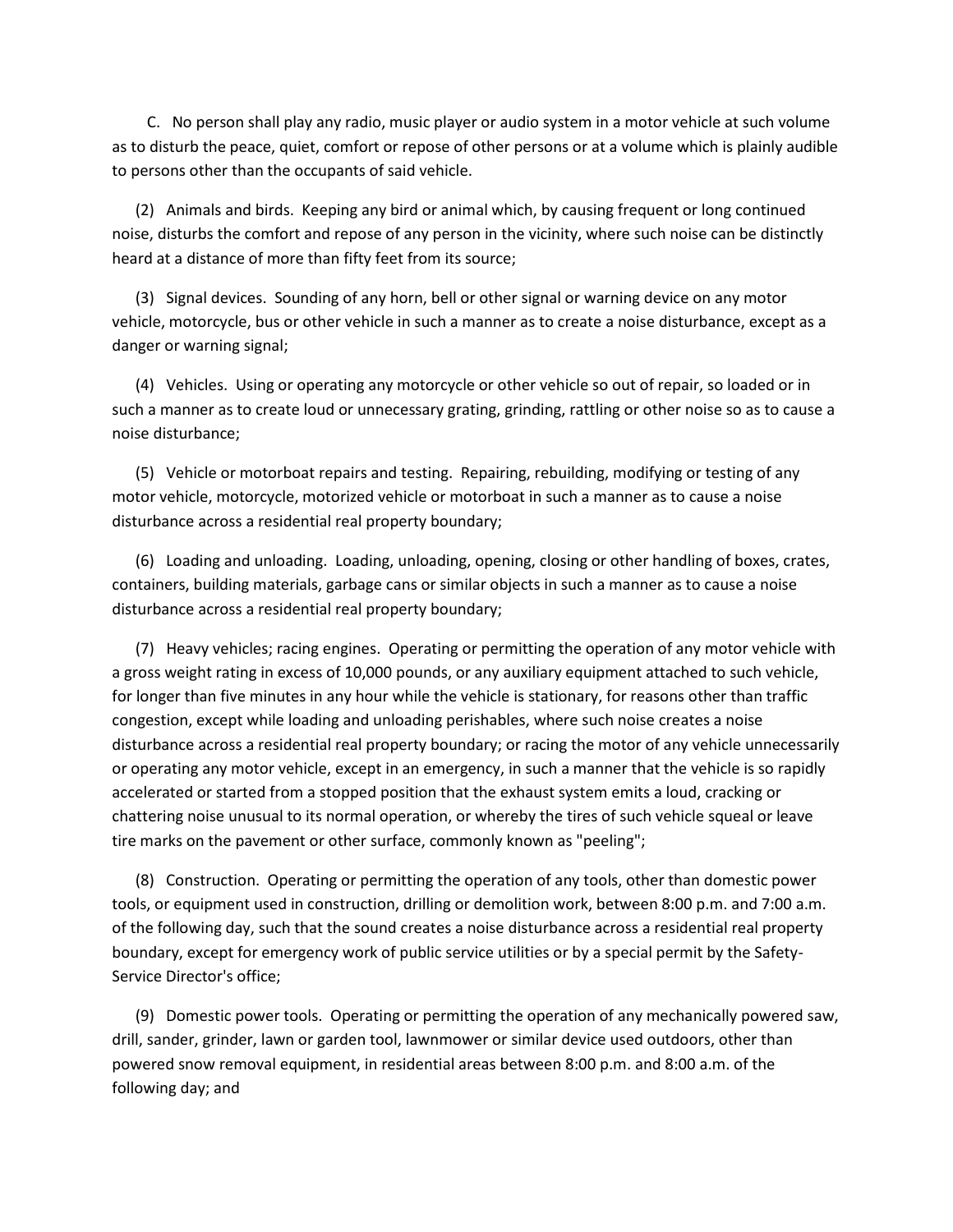C. No person shall play any radio, music player or audio system in a motor vehicle at such volume as to disturb the peace, quiet, comfort or repose of other persons or at a volume which is plainly audible to persons other than the occupants of said vehicle.

(2) Animals and birds. Keeping any bird or animal which, by causing frequent or long continued noise, disturbs the comfort and repose of any person in the vicinity, where such noise can be distinctly heard at a distance of more than fifty feet from its source;

(3) Signal devices. Sounding of any horn, bell or other signal or warning device on any motor vehicle, motorcycle, bus or other vehicle in such a manner as to create a noise disturbance, except as a danger or warning signal;

(4) Vehicles. Using or operating any motorcycle or other vehicle so out of repair, so loaded or in such a manner as to create loud or unnecessary grating, grinding, rattling or other noise so as to cause a noise disturbance;

(5) Vehicle or motorboat repairs and testing. Repairing, rebuilding, modifying or testing of any motor vehicle, motorcycle, motorized vehicle or motorboat in such a manner as to cause a noise disturbance across a residential real property boundary;

(6) Loading and unloading. Loading, unloading, opening, closing or other handling of boxes, crates, containers, building materials, garbage cans or similar objects in such a manner as to cause a noise disturbance across a residential real property boundary;

(7) Heavy vehicles; racing engines. Operating or permitting the operation of any motor vehicle with a gross weight rating in excess of 10,000 pounds, or any auxiliary equipment attached to such vehicle, for longer than five minutes in any hour while the vehicle is stationary, for reasons other than traffic congestion, except while loading and unloading perishables, where such noise creates a noise disturbance across a residential real property boundary; or racing the motor of any vehicle unnecessarily or operating any motor vehicle, except in an emergency, in such a manner that the vehicle is so rapidly accelerated or started from a stopped position that the exhaust system emits a loud, cracking or chattering noise unusual to its normal operation, or whereby the tires of such vehicle squeal or leave tire marks on the pavement or other surface, commonly known as "peeling";

(8) Construction. Operating or permitting the operation of any tools, other than domestic power tools, or equipment used in construction, drilling or demolition work, between 8:00 p.m. and 7:00 a.m. of the following day, such that the sound creates a noise disturbance across a residential real property boundary, except for emergency work of public service utilities or by a special permit by the Safety-Service Director's office;

(9) Domestic power tools. Operating or permitting the operation of any mechanically powered saw, drill, sander, grinder, lawn or garden tool, lawnmower or similar device used outdoors, other than powered snow removal equipment, in residential areas between 8:00 p.m. and 8:00 a.m. of the following day; and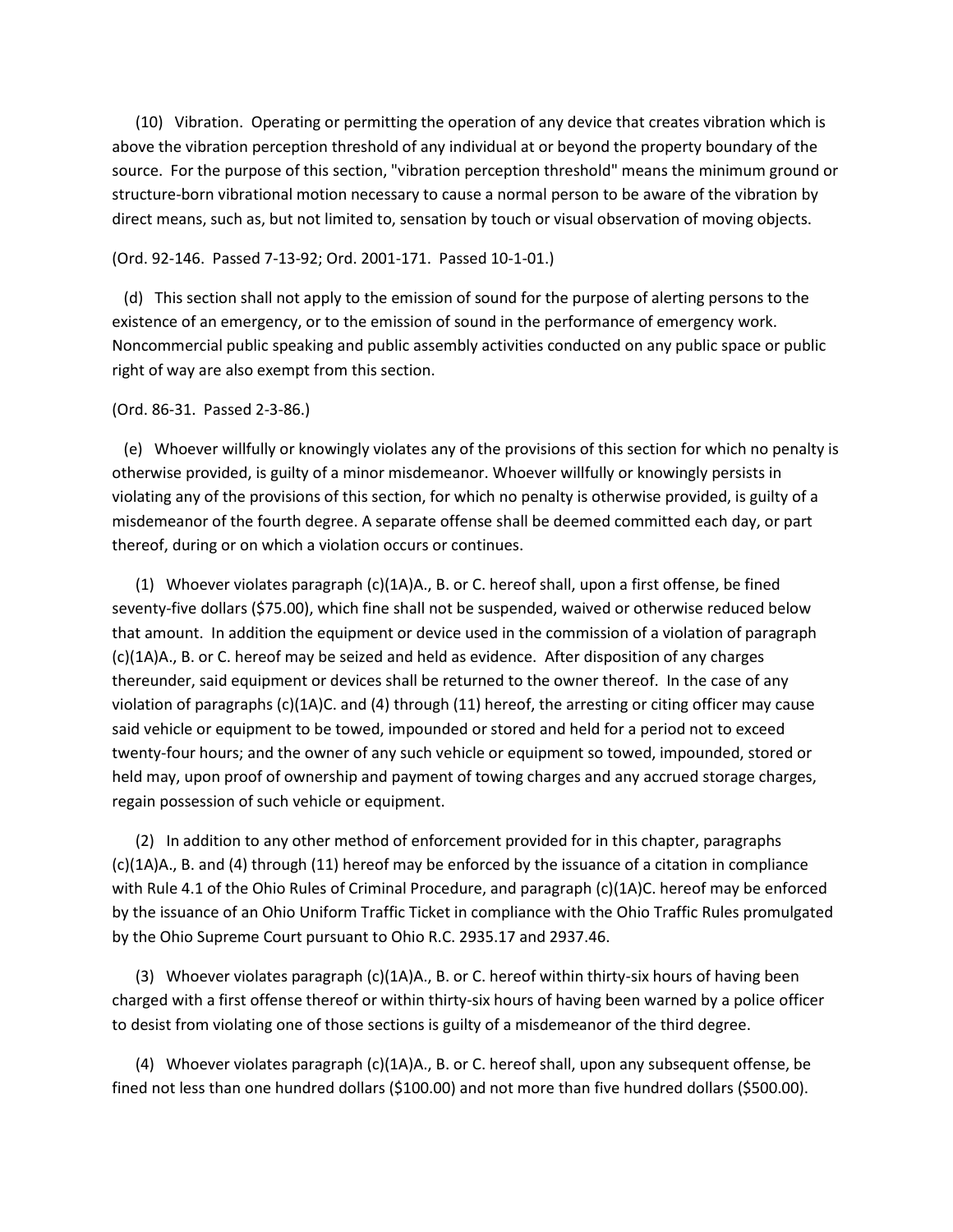(10) Vibration. Operating or permitting the operation of any device that creates vibration which is above the vibration perception threshold of any individual at or beyond the property boundary of the source. For the purpose of this section, "vibration perception threshold" means the minimum ground or structure-born vibrational motion necessary to cause a normal person to be aware of the vibration by direct means, such as, but not limited to, sensation by touch or visual observation of moving objects.

(Ord. 92-146. Passed 7-13-92; Ord. 2001-171. Passed 10-1-01.)

(d) This section shall not apply to the emission of sound for the purpose of alerting persons to the existence of an emergency, or to the emission of sound in the performance of emergency work. Noncommercial public speaking and public assembly activities conducted on any public space or public right of way are also exempt from this section.

(Ord. 86-31. Passed 2-3-86.)

(e) Whoever willfully or knowingly violates any of the provisions of this section for which no penalty is otherwise provided, is guilty of a minor misdemeanor. Whoever willfully or knowingly persists in violating any of the provisions of this section, for which no penalty is otherwise provided, is guilty of a misdemeanor of the fourth degree. A separate offense shall be deemed committed each day, or part thereof, during or on which a violation occurs or continues.

(1) Whoever violates paragraph (c)(1A)A., B. or C. hereof shall, upon a first offense, be fined seventy-five dollars ($75.00), which fine shall not be suspended, waived or otherwise reduced below that amount. In addition the equipment or device used in the commission of a violation of paragraph (c)(1A)A., B. or C. hereof may be seized and held as evidence. After disposition of any charges thereunder, said equipment or devices shall be returned to the owner thereof. In the case of any violation of paragraphs (c)(1A)C. and (4) through (11) hereof, the arresting or citing officer may cause said vehicle or equipment to be towed, impounded or stored and held for a period not to exceed twenty-four hours; and the owner of any such vehicle or equipment so towed, impounded, stored or held may, upon proof of ownership and payment of towing charges and any accrued storage charges, regain possession of such vehicle or equipment.

(2) In addition to any other method of enforcement provided for in this chapter, paragraphs (c)(1A)A., B. and (4) through (11) hereof may be enforced by the issuance of a citation in compliance with Rule 4.1 of the Ohio Rules of Criminal Procedure, and paragraph (c)(1A)C. hereof may be enforced by the issuance of an Ohio Uniform Traffic Ticket in compliance with the Ohio Traffic Rules promulgated by the Ohio Supreme Court pursuant to Ohio R.C. 2935.17 and 2937.46.

(3) Whoever violates paragraph (c)(1A)A., B. or C. hereof within thirty-six hours of having been charged with a first offense thereof or within thirty-six hours of having been warned by a police officer to desist from violating one of those sections is guilty of a misdemeanor of the third degree.

(4) Whoever violates paragraph (c)(1A)A., B. or C. hereof shall, upon any subsequent offense, be fined not less than one hundred dollars ($100.00) and not more than five hundred dollars ($500.00).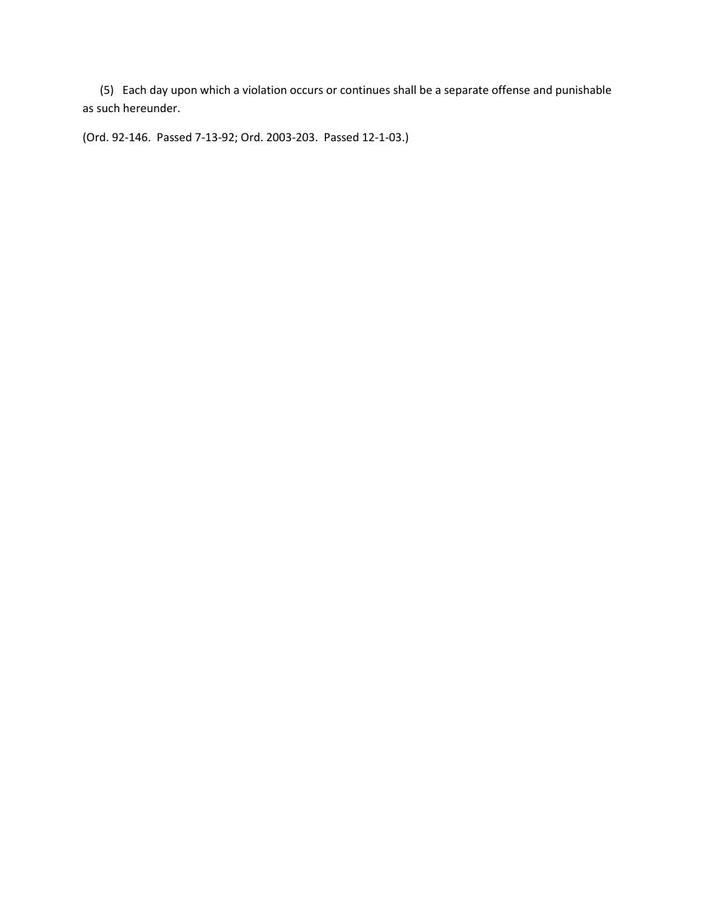(5) Each day upon which a violation occurs or continues shall be a separate offense and punishable as such hereunder.

(Ord. 92-146. Passed 7-13-92; Ord. 2003-203. Passed 12-1-03.)